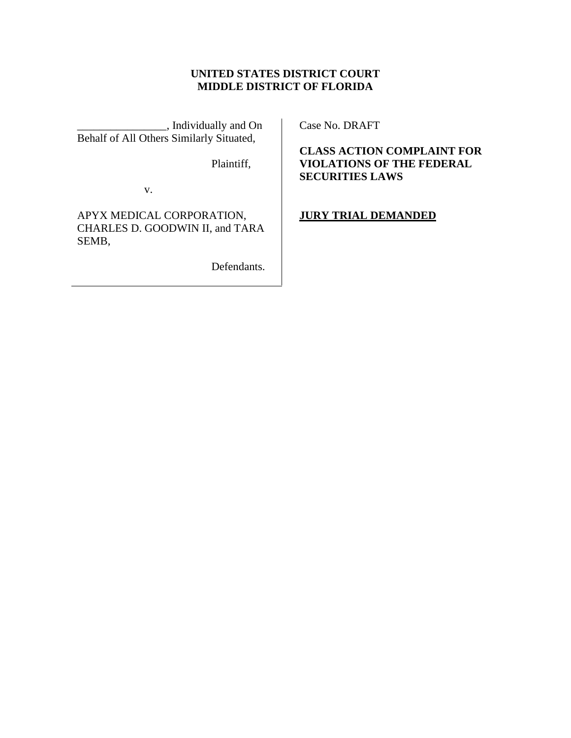**UNITED STATES DISTRICT COURT**
**MIDDLE DISTRICT OF FLORIDA**

________________, Individually and On Behalf of All Others Similarly Situated,

Plaintiff,

v.

APYX MEDICAL CORPORATION, CHARLES D. GOODWIN II, and TARA SEMB,

Defendants.

Case No. DRAFT

**CLASS ACTION COMPLAINT FOR VIOLATIONS OF THE FEDERAL SECURITIES LAWS**

**JURY TRIAL DEMANDED**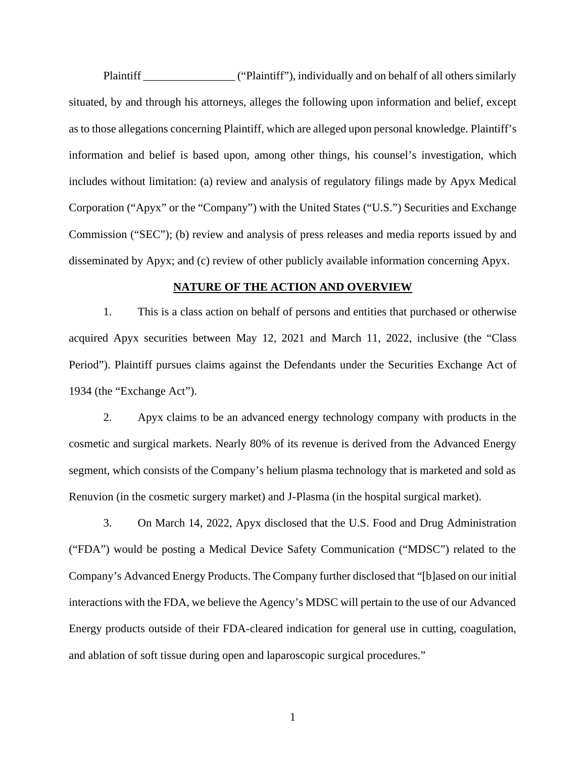Plaintiff ________________ ("Plaintiff"), individually and on behalf of all others similarly situated, by and through his attorneys, alleges the following upon information and belief, except as to those allegations concerning Plaintiff, which are alleged upon personal knowledge. Plaintiff's information and belief is based upon, among other things, his counsel's investigation, which includes without limitation: (a) review and analysis of regulatory filings made by Apyx Medical Corporation ("Apyx" or the "Company") with the United States ("U.S.") Securities and Exchange Commission ("SEC"); (b) review and analysis of press releases and media reports issued by and disseminated by Apyx; and (c) review of other publicly available information concerning Apyx.

## NATURE OF THE ACTION AND OVERVIEW

1. This is a class action on behalf of persons and entities that purchased or otherwise acquired Apyx securities between May 12, 2021 and March 11, 2022, inclusive (the "Class Period"). Plaintiff pursues claims against the Defendants under the Securities Exchange Act of 1934 (the "Exchange Act").

2. Apyx claims to be an advanced energy technology company with products in the cosmetic and surgical markets. Nearly 80% of its revenue is derived from the Advanced Energy segment, which consists of the Company's helium plasma technology that is marketed and sold as Renuvion (in the cosmetic surgery market) and J-Plasma (in the hospital surgical market).

3. On March 14, 2022, Apyx disclosed that the U.S. Food and Drug Administration ("FDA") would be posting a Medical Device Safety Communication ("MDSC") related to the Company's Advanced Energy Products. The Company further disclosed that "[b]ased on our initial interactions with the FDA, we believe the Agency's MDSC will pertain to the use of our Advanced Energy products outside of their FDA-cleared indication for general use in cutting, coagulation, and ablation of soft tissue during open and laparoscopic surgical procedures."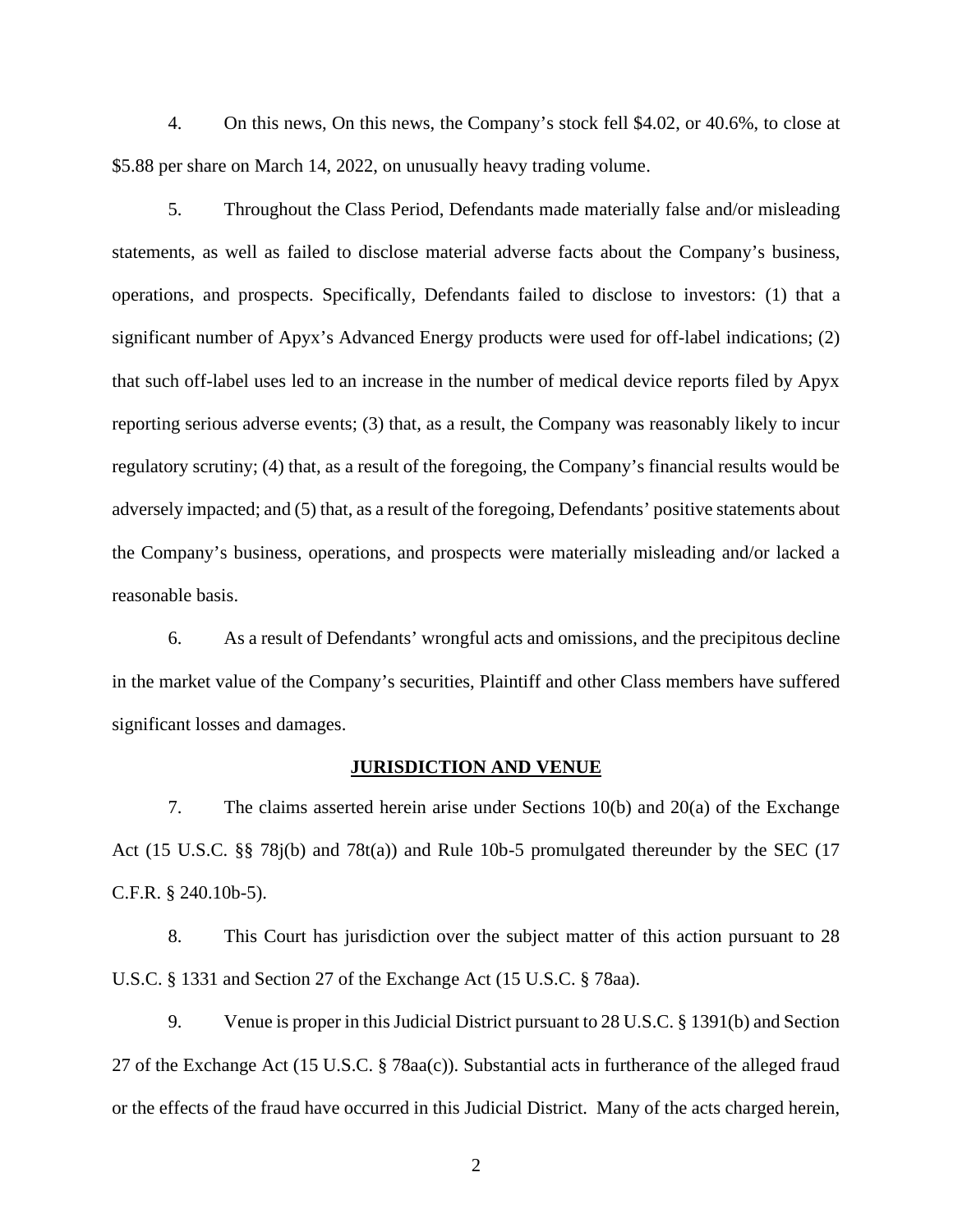4. On this news, On this news, the Company's stock fell $4.02, or 40.6%, to close at $5.88 per share on March 14, 2022, on unusually heavy trading volume.

5. Throughout the Class Period, Defendants made materially false and/or misleading statements, as well as failed to disclose material adverse facts about the Company's business, operations, and prospects. Specifically, Defendants failed to disclose to investors: (1) that a significant number of Apyx's Advanced Energy products were used for off-label indications; (2) that such off-label uses led to an increase in the number of medical device reports filed by Apyx reporting serious adverse events; (3) that, as a result, the Company was reasonably likely to incur regulatory scrutiny; (4) that, as a result of the foregoing, the Company's financial results would be adversely impacted; and (5) that, as a result of the foregoing, Defendants' positive statements about the Company's business, operations, and prospects were materially misleading and/or lacked a reasonable basis.

6. As a result of Defendants' wrongful acts and omissions, and the precipitous decline in the market value of the Company's securities, Plaintiff and other Class members have suffered significant losses and damages.

## JURISDICTION AND VENUE

7. The claims asserted herein arise under Sections 10(b) and 20(a) of the Exchange Act (15 U.S.C. §§ 78j(b) and 78t(a)) and Rule 10b-5 promulgated thereunder by the SEC (17 C.F.R. § 240.10b-5).

8. This Court has jurisdiction over the subject matter of this action pursuant to 28 U.S.C. § 1331 and Section 27 of the Exchange Act (15 U.S.C. § 78aa).

9. Venue is proper in this Judicial District pursuant to 28 U.S.C. § 1391(b) and Section 27 of the Exchange Act (15 U.S.C. § 78aa(c)). Substantial acts in furtherance of the alleged fraud or the effects of the fraud have occurred in this Judicial District. Many of the acts charged herein,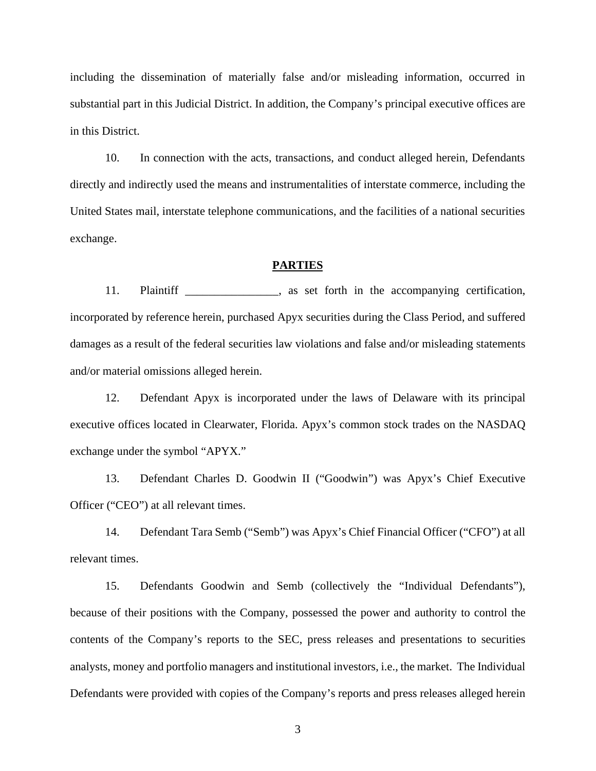including the dissemination of materially false and/or misleading information, occurred in substantial part in this Judicial District. In addition, the Company's principal executive offices are in this District.

10. In connection with the acts, transactions, and conduct alleged herein, Defendants directly and indirectly used the means and instrumentalities of interstate commerce, including the United States mail, interstate telephone communications, and the facilities of a national securities exchange.

## **PARTIES**

11. Plaintiff ________________, as set forth in the accompanying certification, incorporated by reference herein, purchased Apyx securities during the Class Period, and suffered damages as a result of the federal securities law violations and false and/or misleading statements and/or material omissions alleged herein.

12. Defendant Apyx is incorporated under the laws of Delaware with its principal executive offices located in Clearwater, Florida. Apyx's common stock trades on the NASDAQ exchange under the symbol "APYX."

13. Defendant Charles D. Goodwin II ("Goodwin") was Apyx's Chief Executive Officer ("CEO") at all relevant times.

14. Defendant Tara Semb ("Semb") was Apyx's Chief Financial Officer ("CFO") at all relevant times.

15. Defendants Goodwin and Semb (collectively the "Individual Defendants"), because of their positions with the Company, possessed the power and authority to control the contents of the Company's reports to the SEC, press releases and presentations to securities analysts, money and portfolio managers and institutional investors, i.e., the market. The Individual Defendants were provided with copies of the Company's reports and press releases alleged herein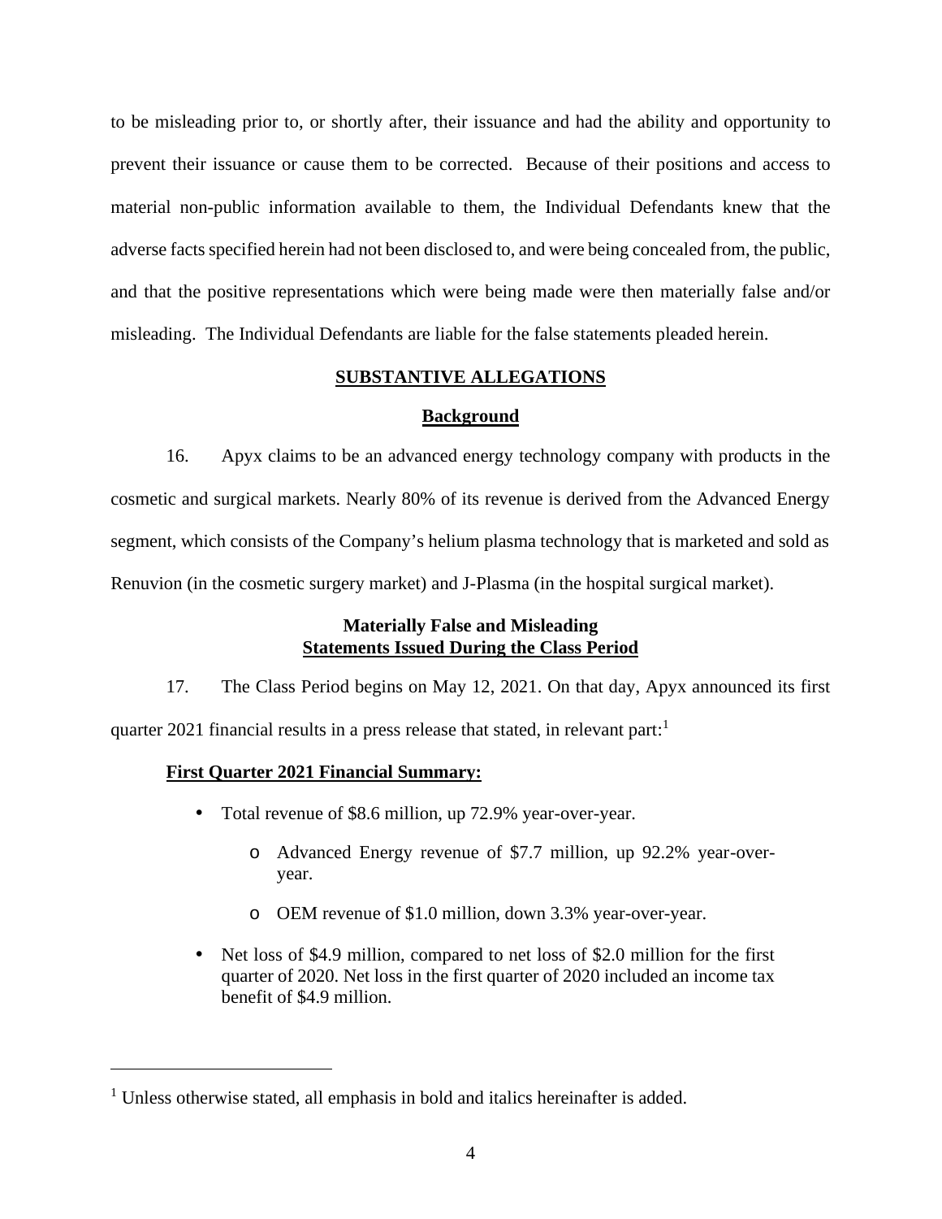to be misleading prior to, or shortly after, their issuance and had the ability and opportunity to prevent their issuance or cause them to be corrected. Because of their positions and access to material non-public information available to them, the Individual Defendants knew that the adverse facts specified herein had not been disclosed to, and were being concealed from, the public, and that the positive representations which were being made were then materially false and/or misleading. The Individual Defendants are liable for the false statements pleaded herein.

## SUBSTANTIVE ALLEGATIONS

### Background

16. Apyx claims to be an advanced energy technology company with products in the cosmetic and surgical markets. Nearly 80% of its revenue is derived from the Advanced Energy segment, which consists of the Company's helium plasma technology that is marketed and sold as Renuvion (in the cosmetic surgery market) and J-Plasma (in the hospital surgical market).

### Materially False and Misleading Statements Issued During the Class Period

17. The Class Period begins on May 12, 2021. On that day, Apyx announced its first quarter 2021 financial results in a press release that stated, in relevant part:[1]

> **First Quarter 2021 Financial Summary:**
>
> - Total revenue of $8.6 million, up 72.9% year-over-year.
>   - Advanced Energy revenue of $7.7 million, up 92.2% year-over-year.
>   - OEM revenue of $1.0 million, down 3.3% year-over-year.
> - Net loss of $4.9 million, compared to net loss of $2.0 million for the first quarter of 2020. Net loss in the first quarter of 2020 included an income tax benefit of $4.9 million.

---

[1] Unless otherwise stated, all emphasis in bold and italics hereinafter is added.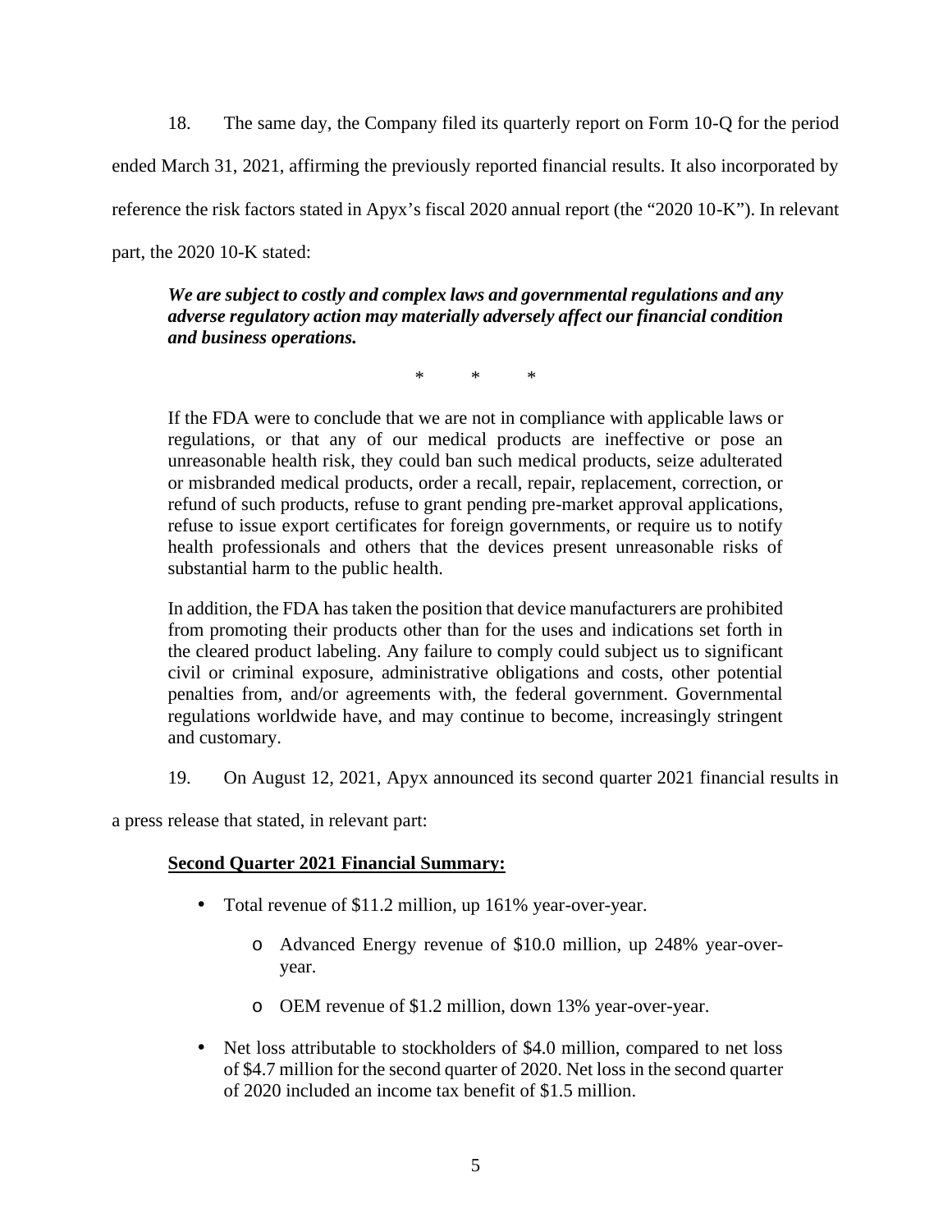18. The same day, the Company filed its quarterly report on Form 10-Q for the period ended March 31, 2021, affirming the previously reported financial results. It also incorporated by reference the risk factors stated in Apyx's fiscal 2020 annual report (the "2020 10-K"). In relevant part, the 2020 10-K stated:

> ***We are subject to costly and complex laws and governmental regulations and any adverse regulatory action may materially adversely affect our financial condition and business operations.***
>
> \* \* \*
>
> If the FDA were to conclude that we are not in compliance with applicable laws or regulations, or that any of our medical products are ineffective or pose an unreasonable health risk, they could ban such medical products, seize adulterated or misbranded medical products, order a recall, repair, replacement, correction, or refund of such products, refuse to grant pending pre-market approval applications, refuse to issue export certificates for foreign governments, or require us to notify health professionals and others that the devices present unreasonable risks of substantial harm to the public health.
>
> In addition, the FDA has taken the position that device manufacturers are prohibited from promoting their products other than for the uses and indications set forth in the cleared product labeling. Any failure to comply could subject us to significant civil or criminal exposure, administrative obligations and costs, other potential penalties from, and/or agreements with, the federal government. Governmental regulations worldwide have, and may continue to become, increasingly stringent and customary.

19. On August 12, 2021, Apyx announced its second quarter 2021 financial results in a press release that stated, in relevant part:

> **<u>Second Quarter 2021 Financial Summary:</u>**
>
> - Total revenue of $11.2 million, up 161% year-over-year.
>     - Advanced Energy revenue of $10.0 million, up 248% year-over-year.
>     - OEM revenue of $1.2 million, down 13% year-over-year.
> - Net loss attributable to stockholders of $4.0 million, compared to net loss of $4.7 million for the second quarter of 2020. Net loss in the second quarter of 2020 included an income tax benefit of $1.5 million.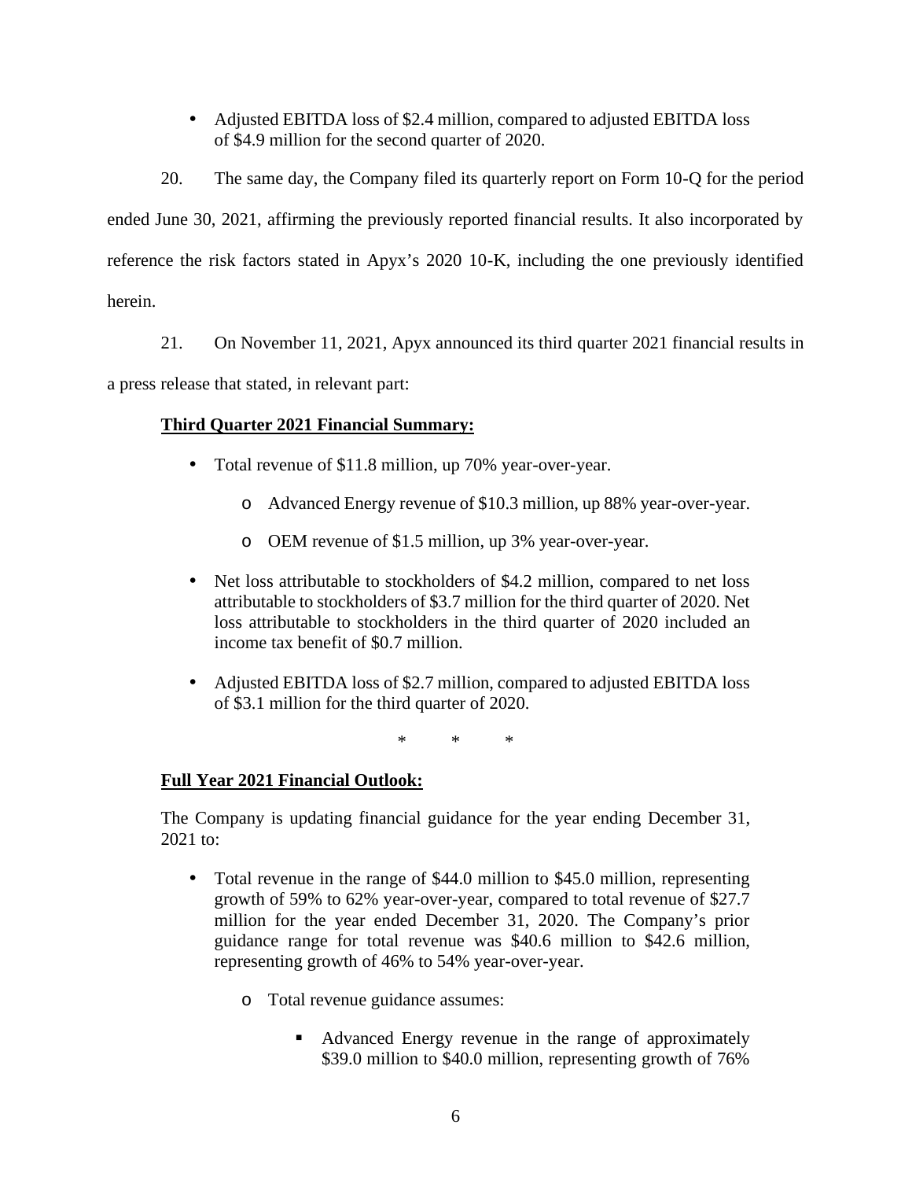- Adjusted EBITDA loss of $2.4 million, compared to adjusted EBITDA loss of $4.9 million for the second quarter of 2020.

20. The same day, the Company filed its quarterly report on Form 10-Q for the period ended June 30, 2021, affirming the previously reported financial results. It also incorporated by reference the risk factors stated in Apyx's 2020 10-K, including the one previously identified herein.

21. On November 11, 2021, Apyx announced its third quarter 2021 financial results in a press release that stated, in relevant part:

> **<u>Third Quarter 2021 Financial Summary:</u>**
>
> - Total revenue of $11.8 million, up 70% year-over-year.
>   - Advanced Energy revenue of $10.3 million, up 88% year-over-year.
>   - OEM revenue of $1.5 million, up 3% year-over-year.
> - Net loss attributable to stockholders of $4.2 million, compared to net loss attributable to stockholders of $3.7 million for the third quarter of 2020. Net loss attributable to stockholders in the third quarter of 2020 included an income tax benefit of $0.7 million.
> - Adjusted EBITDA loss of $2.7 million, compared to adjusted EBITDA loss of $3.1 million for the third quarter of 2020.
>
> \* \* \*
>
> **<u>Full Year 2021 Financial Outlook:</u>**
>
> The Company is updating financial guidance for the year ending December 31, 2021 to:
>
> - Total revenue in the range of $44.0 million to $45.0 million, representing growth of 59% to 62% year-over-year, compared to total revenue of $27.7 million for the year ended December 31, 2020. The Company's prior guidance range for total revenue was $40.6 million to $42.6 million, representing growth of 46% to 54% year-over-year.
>   - Total revenue guidance assumes:
>     - Advanced Energy revenue in the range of approximately $39.0 million to $40.0 million, representing growth of 76%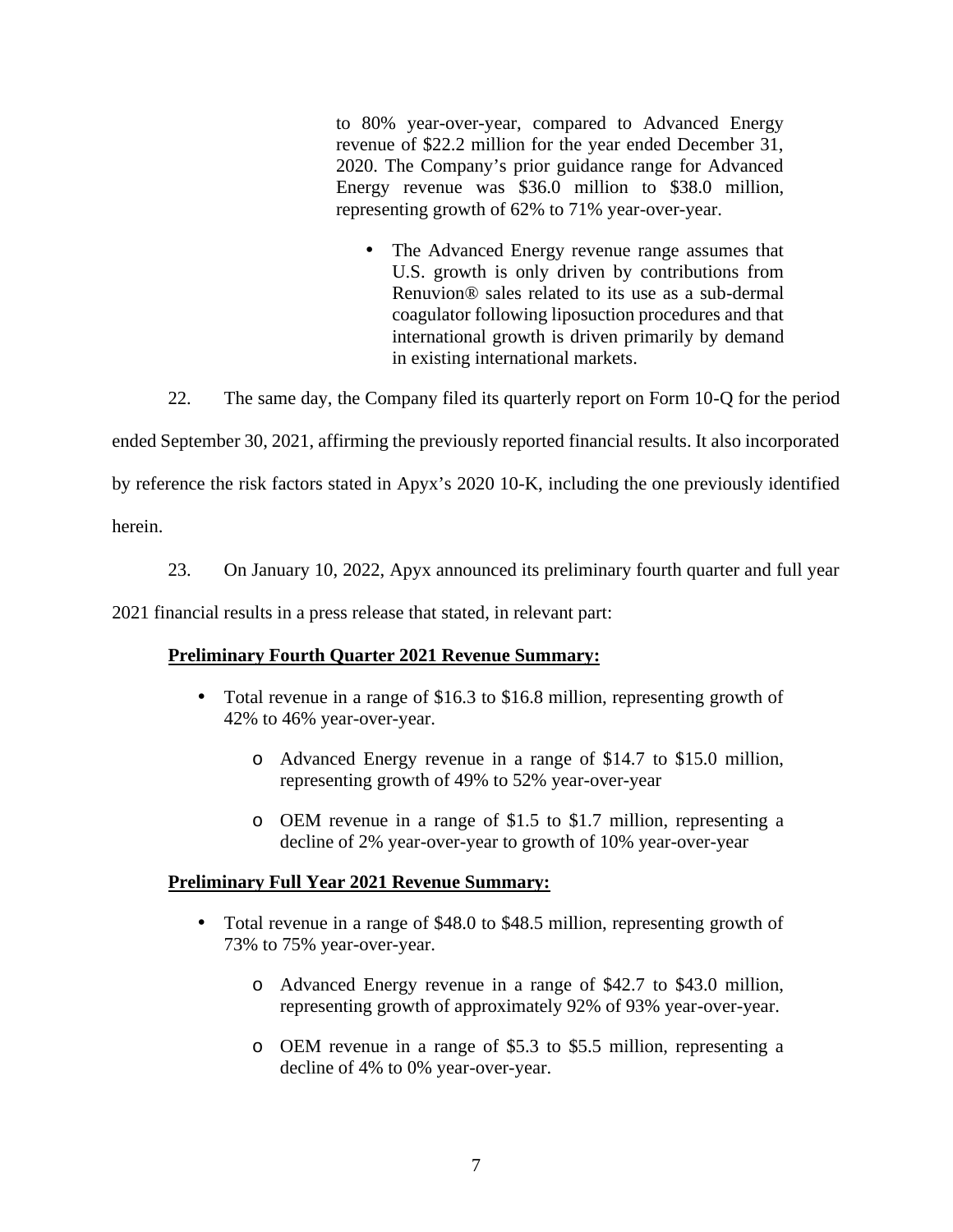> to 80% year-over-year, compared to Advanced Energy revenue of $22.2 million for the year ended December 31, 2020. The Company's prior guidance range for Advanced Energy revenue was $36.0 million to $38.0 million, representing growth of 62% to 71% year-over-year.
>
> - The Advanced Energy revenue range assumes that U.S. growth is only driven by contributions from Renuvion® sales related to its use as a sub-dermal coagulator following liposuction procedures and that international growth is driven primarily by demand in existing international markets.

22. The same day, the Company filed its quarterly report on Form 10-Q for the period ended September 30, 2021, affirming the previously reported financial results. It also incorporated by reference the risk factors stated in Apyx's 2020 10-K, including the one previously identified herein.

23. On January 10, 2022, Apyx announced its preliminary fourth quarter and full year 2021 financial results in a press release that stated, in relevant part:

> **<u>Preliminary Fourth Quarter 2021 Revenue Summary:</u>**
>
> - Total revenue in a range of $16.3 to $16.8 million, representing growth of 42% to 46% year-over-year.
>   - Advanced Energy revenue in a range of $14.7 to $15.0 million, representing growth of 49% to 52% year-over-year
>   - OEM revenue in a range of $1.5 to $1.7 million, representing a decline of 2% year-over-year to growth of 10% year-over-year
>
> **<u>Preliminary Full Year 2021 Revenue Summary:</u>**
>
> - Total revenue in a range of $48.0 to $48.5 million, representing growth of 73% to 75% year-over-year.
>   - Advanced Energy revenue in a range of $42.7 to $43.0 million, representing growth of approximately 92% of 93% year-over-year.
>   - OEM revenue in a range of $5.3 to $5.5 million, representing a decline of 4% to 0% year-over-year.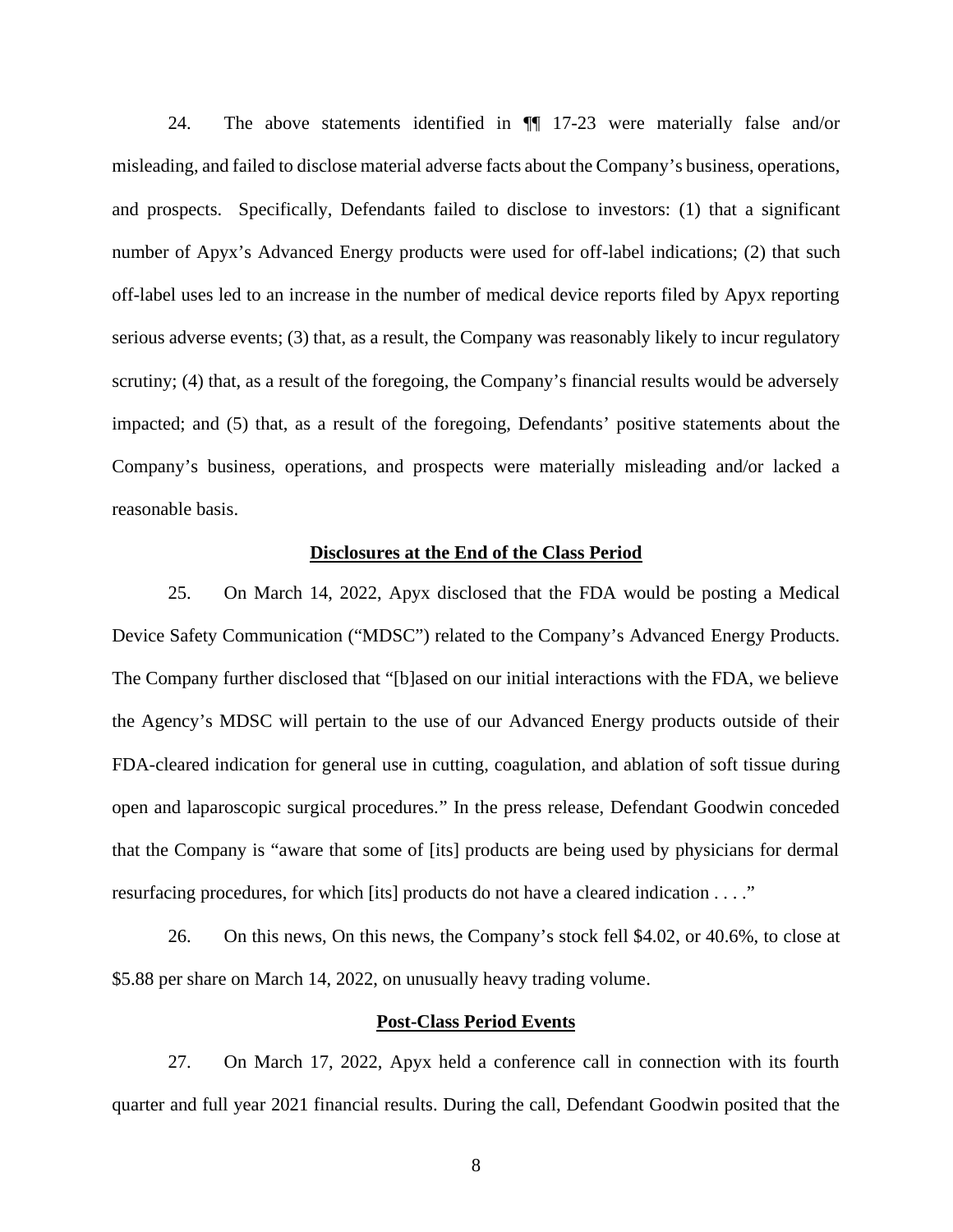24. The above statements identified in ¶¶ 17-23 were materially false and/or misleading, and failed to disclose material adverse facts about the Company's business, operations, and prospects. Specifically, Defendants failed to disclose to investors: (1) that a significant number of Apyx's Advanced Energy products were used for off-label indications; (2) that such off-label uses led to an increase in the number of medical device reports filed by Apyx reporting serious adverse events; (3) that, as a result, the Company was reasonably likely to incur regulatory scrutiny; (4) that, as a result of the foregoing, the Company's financial results would be adversely impacted; and (5) that, as a result of the foregoing, Defendants' positive statements about the Company's business, operations, and prospects were materially misleading and/or lacked a reasonable basis.

**Disclosures at the End of the Class Period**

25. On March 14, 2022, Apyx disclosed that the FDA would be posting a Medical Device Safety Communication ("MDSC") related to the Company's Advanced Energy Products. The Company further disclosed that "[b]ased on our initial interactions with the FDA, we believe the Agency's MDSC will pertain to the use of our Advanced Energy products outside of their FDA-cleared indication for general use in cutting, coagulation, and ablation of soft tissue during open and laparoscopic surgical procedures." In the press release, Defendant Goodwin conceded that the Company is "aware that some of [its] products are being used by physicians for dermal resurfacing procedures, for which [its] products do not have a cleared indication . . . ."

26. On this news, On this news, the Company's stock fell $4.02, or 40.6%, to close at $5.88 per share on March 14, 2022, on unusually heavy trading volume.

**Post-Class Period Events**

27. On March 17, 2022, Apyx held a conference call in connection with its fourth quarter and full year 2021 financial results. During the call, Defendant Goodwin posited that the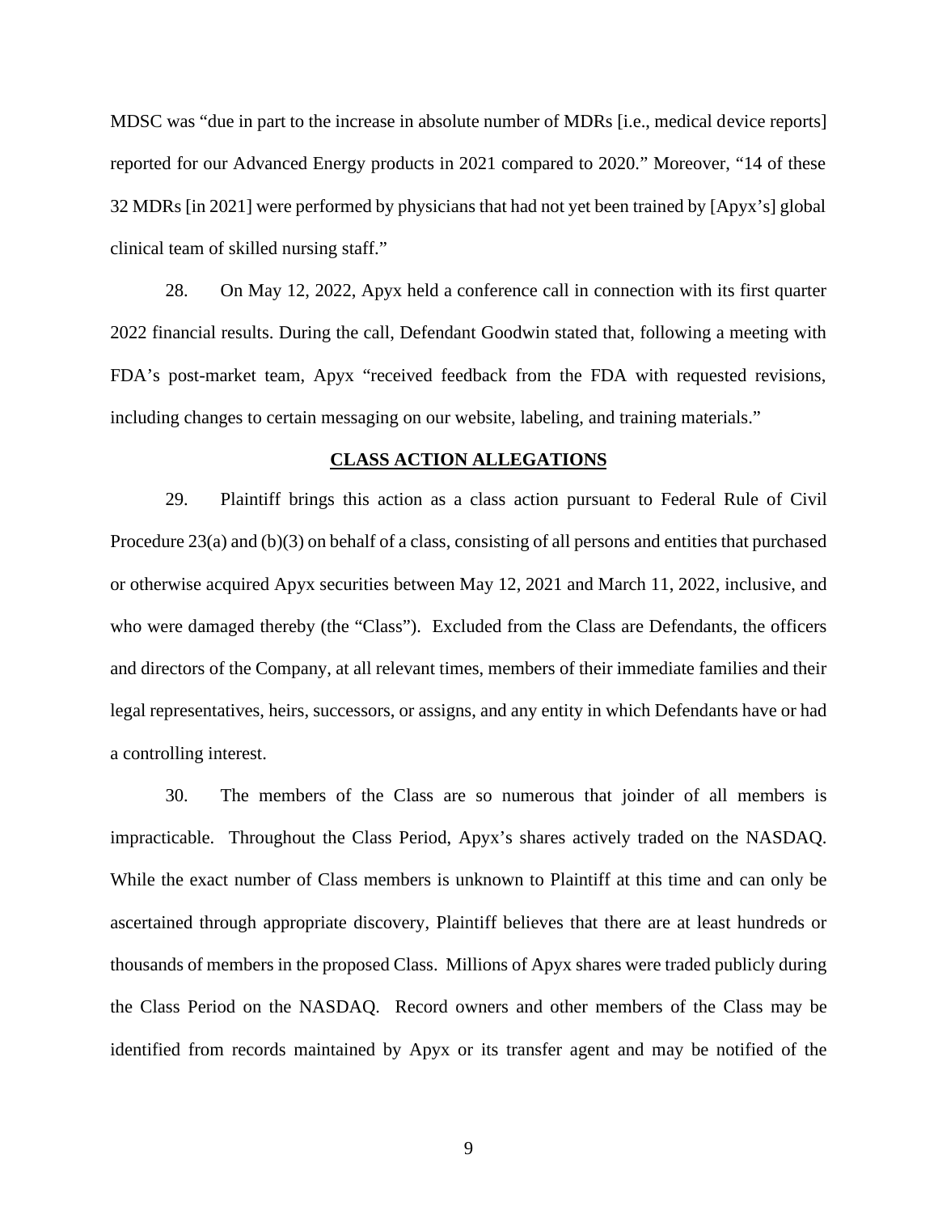MDSC was "due in part to the increase in absolute number of MDRs [i.e., medical device reports] reported for our Advanced Energy products in 2021 compared to 2020." Moreover, "14 of these 32 MDRs [in 2021] were performed by physicians that had not yet been trained by [Apyx's] global clinical team of skilled nursing staff."

28. On May 12, 2022, Apyx held a conference call in connection with its first quarter 2022 financial results. During the call, Defendant Goodwin stated that, following a meeting with FDA's post-market team, Apyx "received feedback from the FDA with requested revisions, including changes to certain messaging on our website, labeling, and training materials."

## CLASS ACTION ALLEGATIONS

29. Plaintiff brings this action as a class action pursuant to Federal Rule of Civil Procedure 23(a) and (b)(3) on behalf of a class, consisting of all persons and entities that purchased or otherwise acquired Apyx securities between May 12, 2021 and March 11, 2022, inclusive, and who were damaged thereby (the "Class"). Excluded from the Class are Defendants, the officers and directors of the Company, at all relevant times, members of their immediate families and their legal representatives, heirs, successors, or assigns, and any entity in which Defendants have or had a controlling interest.

30. The members of the Class are so numerous that joinder of all members is impracticable. Throughout the Class Period, Apyx's shares actively traded on the NASDAQ. While the exact number of Class members is unknown to Plaintiff at this time and can only be ascertained through appropriate discovery, Plaintiff believes that there are at least hundreds or thousands of members in the proposed Class. Millions of Apyx shares were traded publicly during the Class Period on the NASDAQ. Record owners and other members of the Class may be identified from records maintained by Apyx or its transfer agent and may be notified of the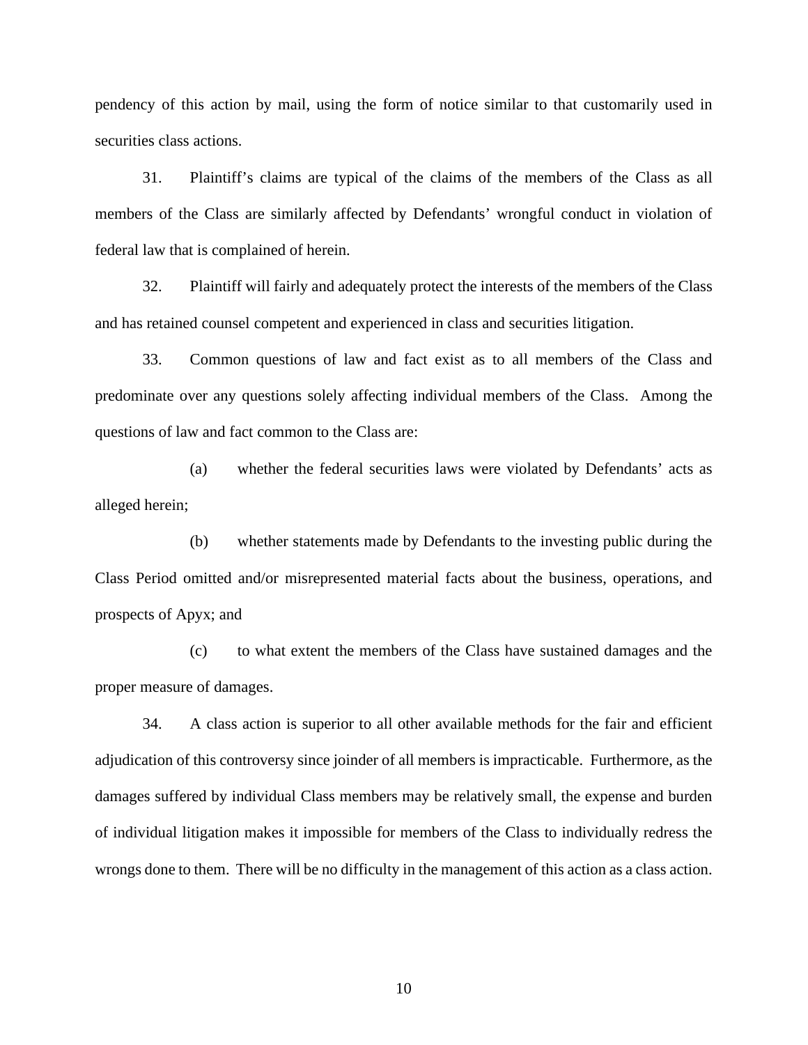pendency of this action by mail, using the form of notice similar to that customarily used in securities class actions.

31. Plaintiff's claims are typical of the claims of the members of the Class as all members of the Class are similarly affected by Defendants' wrongful conduct in violation of federal law that is complained of herein.

32. Plaintiff will fairly and adequately protect the interests of the members of the Class and has retained counsel competent and experienced in class and securities litigation.

33. Common questions of law and fact exist as to all members of the Class and predominate over any questions solely affecting individual members of the Class. Among the questions of law and fact common to the Class are:

(a) whether the federal securities laws were violated by Defendants' acts as alleged herein;

(b) whether statements made by Defendants to the investing public during the Class Period omitted and/or misrepresented material facts about the business, operations, and prospects of Apyx; and

(c) to what extent the members of the Class have sustained damages and the proper measure of damages.

34. A class action is superior to all other available methods for the fair and efficient adjudication of this controversy since joinder of all members is impracticable. Furthermore, as the damages suffered by individual Class members may be relatively small, the expense and burden of individual litigation makes it impossible for members of the Class to individually redress the wrongs done to them. There will be no difficulty in the management of this action as a class action.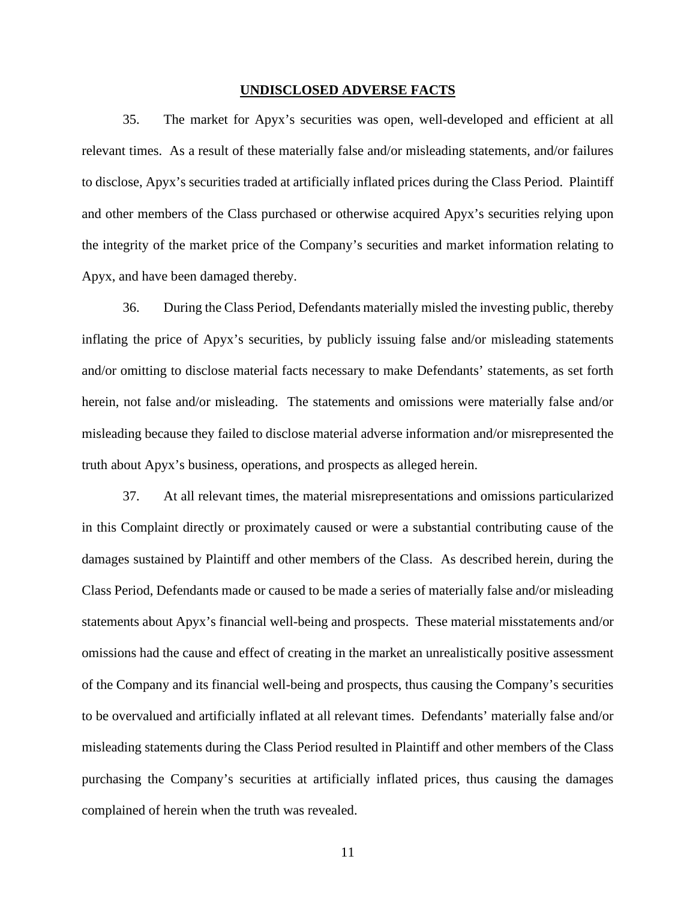## **UNDISCLOSED ADVERSE FACTS**

35. The market for Apyx's securities was open, well-developed and efficient at all relevant times. As a result of these materially false and/or misleading statements, and/or failures to disclose, Apyx's securities traded at artificially inflated prices during the Class Period. Plaintiff and other members of the Class purchased or otherwise acquired Apyx's securities relying upon the integrity of the market price of the Company's securities and market information relating to Apyx, and have been damaged thereby.

36. During the Class Period, Defendants materially misled the investing public, thereby inflating the price of Apyx's securities, by publicly issuing false and/or misleading statements and/or omitting to disclose material facts necessary to make Defendants' statements, as set forth herein, not false and/or misleading. The statements and omissions were materially false and/or misleading because they failed to disclose material adverse information and/or misrepresented the truth about Apyx's business, operations, and prospects as alleged herein.

37. At all relevant times, the material misrepresentations and omissions particularized in this Complaint directly or proximately caused or were a substantial contributing cause of the damages sustained by Plaintiff and other members of the Class. As described herein, during the Class Period, Defendants made or caused to be made a series of materially false and/or misleading statements about Apyx's financial well-being and prospects. These material misstatements and/or omissions had the cause and effect of creating in the market an unrealistically positive assessment of the Company and its financial well-being and prospects, thus causing the Company's securities to be overvalued and artificially inflated at all relevant times. Defendants' materially false and/or misleading statements during the Class Period resulted in Plaintiff and other members of the Class purchasing the Company's securities at artificially inflated prices, thus causing the damages complained of herein when the truth was revealed.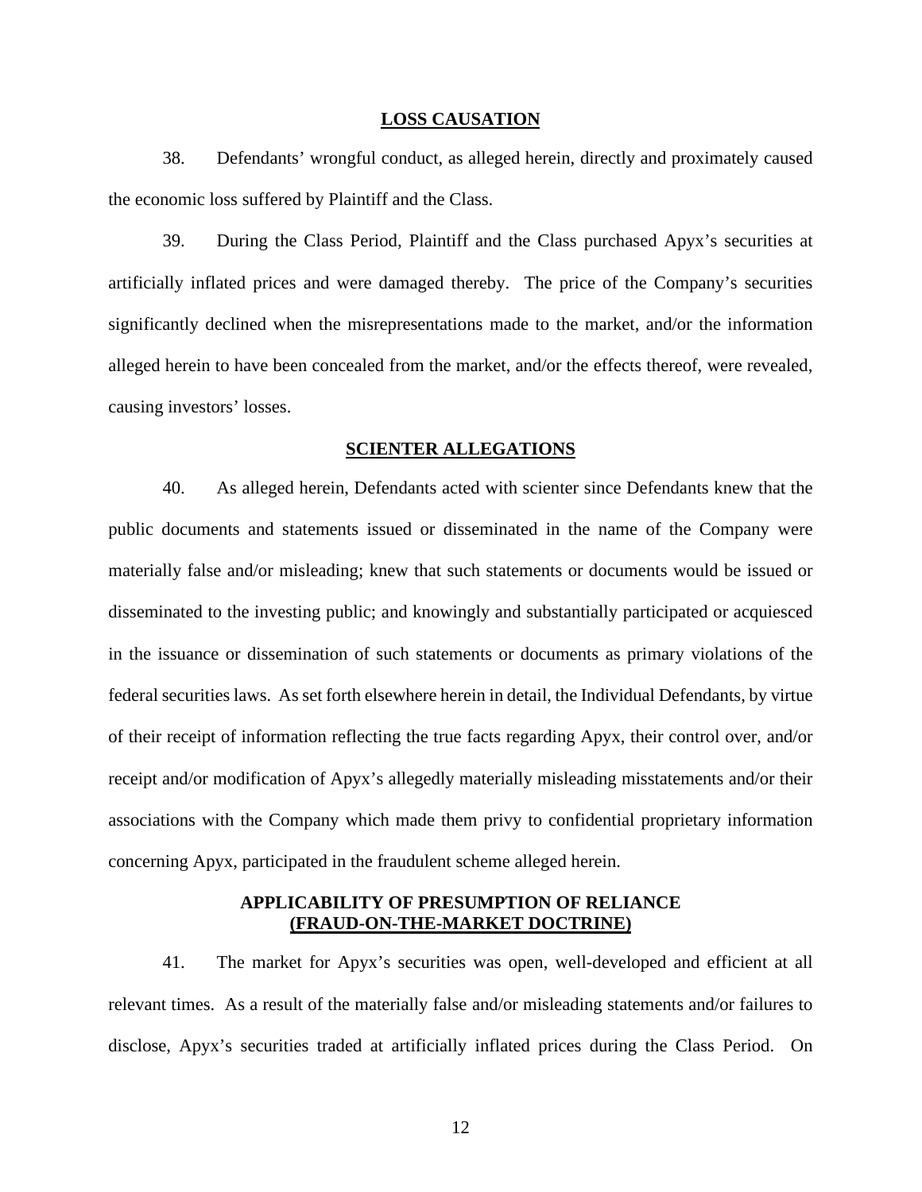## LOSS CAUSATION

38. Defendants' wrongful conduct, as alleged herein, directly and proximately caused the economic loss suffered by Plaintiff and the Class.

39. During the Class Period, Plaintiff and the Class purchased Apyx's securities at artificially inflated prices and were damaged thereby. The price of the Company's securities significantly declined when the misrepresentations made to the market, and/or the information alleged herein to have been concealed from the market, and/or the effects thereof, were revealed, causing investors' losses.

## SCIENTER ALLEGATIONS

40. As alleged herein, Defendants acted with scienter since Defendants knew that the public documents and statements issued or disseminated in the name of the Company were materially false and/or misleading; knew that such statements or documents would be issued or disseminated to the investing public; and knowingly and substantially participated or acquiesced in the issuance or dissemination of such statements or documents as primary violations of the federal securities laws. As set forth elsewhere herein in detail, the Individual Defendants, by virtue of their receipt of information reflecting the true facts regarding Apyx, their control over, and/or receipt and/or modification of Apyx's allegedly materially misleading misstatements and/or their associations with the Company which made them privy to confidential proprietary information concerning Apyx, participated in the fraudulent scheme alleged herein.

## APPLICABILITY OF PRESUMPTION OF RELIANCE (FRAUD-ON-THE-MARKET DOCTRINE)

41. The market for Apyx's securities was open, well-developed and efficient at all relevant times. As a result of the materially false and/or misleading statements and/or failures to disclose, Apyx's securities traded at artificially inflated prices during the Class Period. On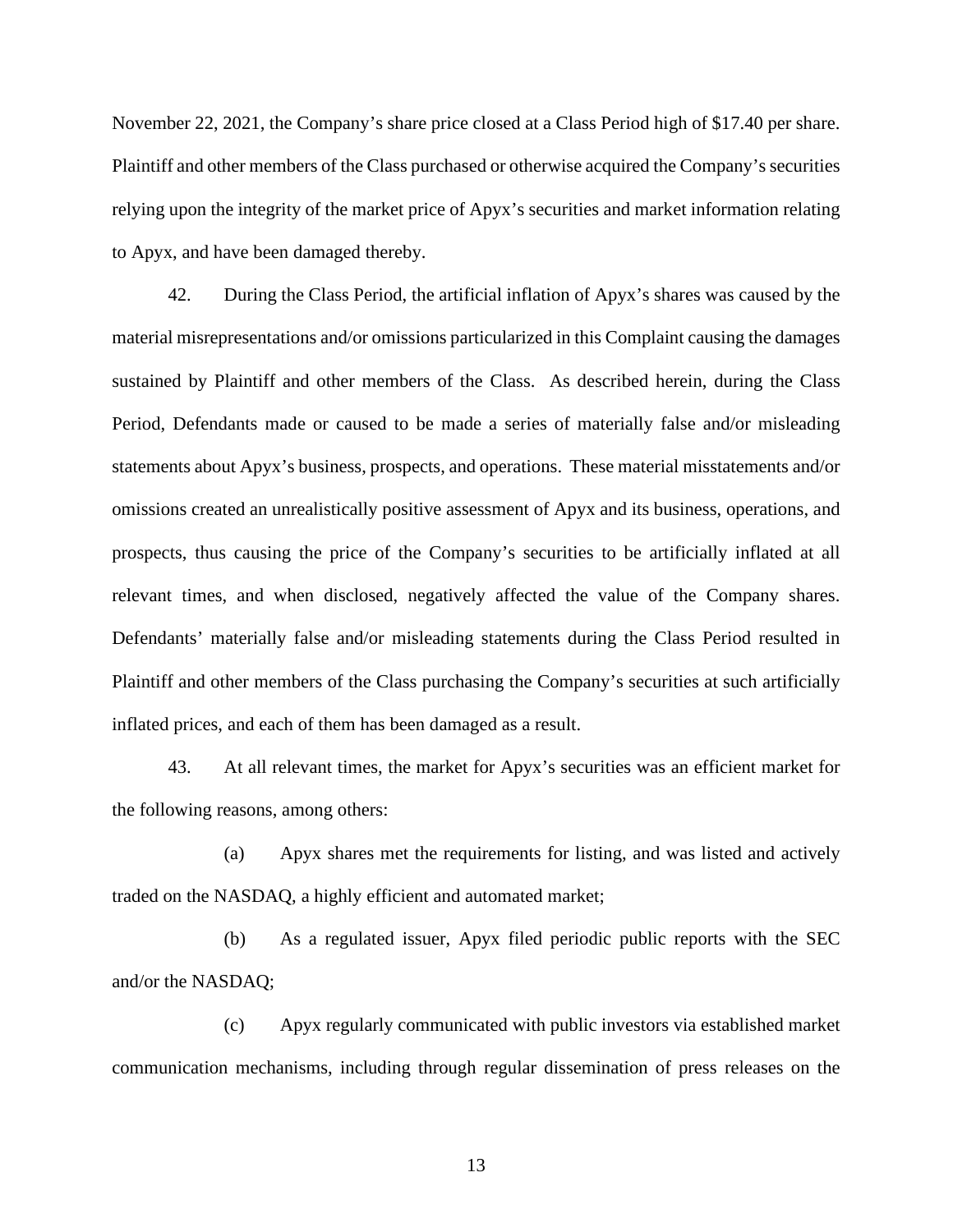November 22, 2021, the Company's share price closed at a Class Period high of $17.40 per share. Plaintiff and other members of the Class purchased or otherwise acquired the Company's securities relying upon the integrity of the market price of Apyx's securities and market information relating to Apyx, and have been damaged thereby.

42. During the Class Period, the artificial inflation of Apyx's shares was caused by the material misrepresentations and/or omissions particularized in this Complaint causing the damages sustained by Plaintiff and other members of the Class. As described herein, during the Class Period, Defendants made or caused to be made a series of materially false and/or misleading statements about Apyx's business, prospects, and operations. These material misstatements and/or omissions created an unrealistically positive assessment of Apyx and its business, operations, and prospects, thus causing the price of the Company's securities to be artificially inflated at all relevant times, and when disclosed, negatively affected the value of the Company shares. Defendants' materially false and/or misleading statements during the Class Period resulted in Plaintiff and other members of the Class purchasing the Company's securities at such artificially inflated prices, and each of them has been damaged as a result.

43. At all relevant times, the market for Apyx's securities was an efficient market for the following reasons, among others:

(a) Apyx shares met the requirements for listing, and was listed and actively traded on the NASDAQ, a highly efficient and automated market;

(b) As a regulated issuer, Apyx filed periodic public reports with the SEC and/or the NASDAQ;

(c) Apyx regularly communicated with public investors via established market communication mechanisms, including through regular dissemination of press releases on the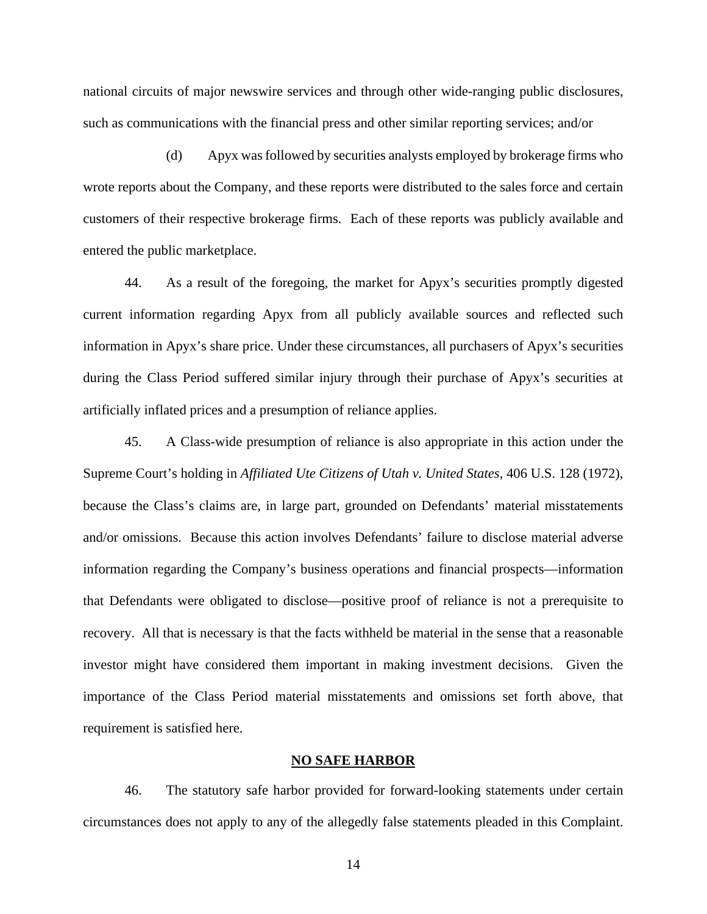national circuits of major newswire services and through other wide-ranging public disclosures, such as communications with the financial press and other similar reporting services; and/or

(d) Apyx was followed by securities analysts employed by brokerage firms who wrote reports about the Company, and these reports were distributed to the sales force and certain customers of their respective brokerage firms. Each of these reports was publicly available and entered the public marketplace.

44. As a result of the foregoing, the market for Apyx's securities promptly digested current information regarding Apyx from all publicly available sources and reflected such information in Apyx's share price. Under these circumstances, all purchasers of Apyx's securities during the Class Period suffered similar injury through their purchase of Apyx's securities at artificially inflated prices and a presumption of reliance applies.

45. A Class-wide presumption of reliance is also appropriate in this action under the Supreme Court's holding in *Affiliated Ute Citizens of Utah v. United States*, 406 U.S. 128 (1972), because the Class's claims are, in large part, grounded on Defendants' material misstatements and/or omissions. Because this action involves Defendants' failure to disclose material adverse information regarding the Company's business operations and financial prospects—information that Defendants were obligated to disclose—positive proof of reliance is not a prerequisite to recovery. All that is necessary is that the facts withheld be material in the sense that a reasonable investor might have considered them important in making investment decisions. Given the importance of the Class Period material misstatements and omissions set forth above, that requirement is satisfied here.

## NO SAFE HARBOR

46. The statutory safe harbor provided for forward-looking statements under certain circumstances does not apply to any of the allegedly false statements pleaded in this Complaint.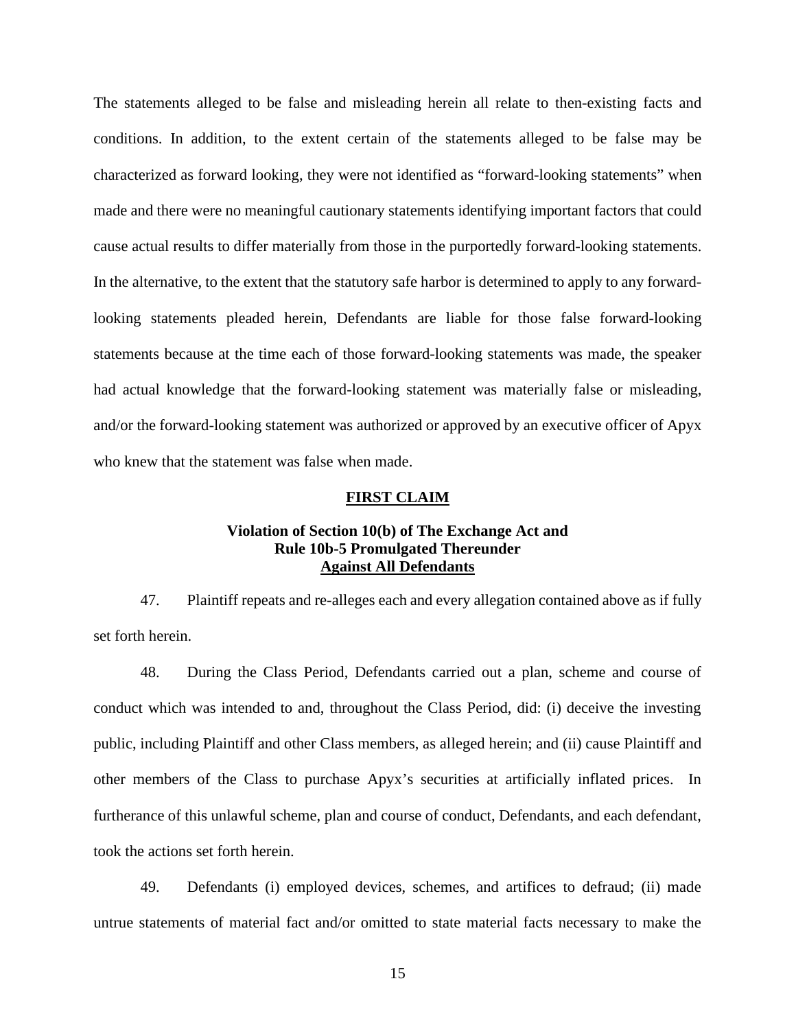The statements alleged to be false and misleading herein all relate to then-existing facts and conditions. In addition, to the extent certain of the statements alleged to be false may be characterized as forward looking, they were not identified as "forward-looking statements" when made and there were no meaningful cautionary statements identifying important factors that could cause actual results to differ materially from those in the purportedly forward-looking statements. In the alternative, to the extent that the statutory safe harbor is determined to apply to any forward-looking statements pleaded herein, Defendants are liable for those false forward-looking statements because at the time each of those forward-looking statements was made, the speaker had actual knowledge that the forward-looking statement was materially false or misleading, and/or the forward-looking statement was authorized or approved by an executive officer of Apyx who knew that the statement was false when made.

## FIRST CLAIM

### Violation of Section 10(b) of The Exchange Act and Rule 10b-5 Promulgated Thereunder Against All Defendants

47. Plaintiff repeats and re-alleges each and every allegation contained above as if fully set forth herein.

48. During the Class Period, Defendants carried out a plan, scheme and course of conduct which was intended to and, throughout the Class Period, did: (i) deceive the investing public, including Plaintiff and other Class members, as alleged herein; and (ii) cause Plaintiff and other members of the Class to purchase Apyx's securities at artificially inflated prices. In furtherance of this unlawful scheme, plan and course of conduct, Defendants, and each defendant, took the actions set forth herein.

49. Defendants (i) employed devices, schemes, and artifices to defraud; (ii) made untrue statements of material fact and/or omitted to state material facts necessary to make the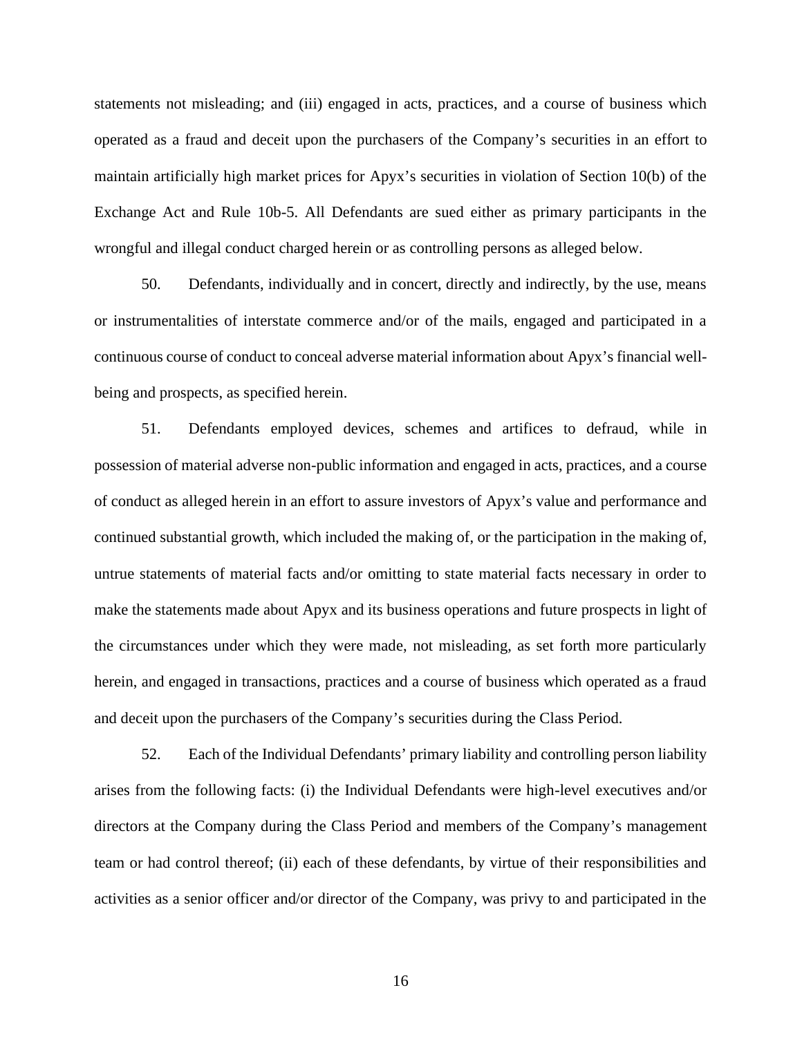statements not misleading; and (iii) engaged in acts, practices, and a course of business which operated as a fraud and deceit upon the purchasers of the Company's securities in an effort to maintain artificially high market prices for Apyx's securities in violation of Section 10(b) of the Exchange Act and Rule 10b-5. All Defendants are sued either as primary participants in the wrongful and illegal conduct charged herein or as controlling persons as alleged below.

50. Defendants, individually and in concert, directly and indirectly, by the use, means or instrumentalities of interstate commerce and/or of the mails, engaged and participated in a continuous course of conduct to conceal adverse material information about Apyx's financial well-being and prospects, as specified herein.

51. Defendants employed devices, schemes and artifices to defraud, while in possession of material adverse non-public information and engaged in acts, practices, and a course of conduct as alleged herein in an effort to assure investors of Apyx's value and performance and continued substantial growth, which included the making of, or the participation in the making of, untrue statements of material facts and/or omitting to state material facts necessary in order to make the statements made about Apyx and its business operations and future prospects in light of the circumstances under which they were made, not misleading, as set forth more particularly herein, and engaged in transactions, practices and a course of business which operated as a fraud and deceit upon the purchasers of the Company's securities during the Class Period.

52. Each of the Individual Defendants' primary liability and controlling person liability arises from the following facts: (i) the Individual Defendants were high-level executives and/or directors at the Company during the Class Period and members of the Company's management team or had control thereof; (ii) each of these defendants, by virtue of their responsibilities and activities as a senior officer and/or director of the Company, was privy to and participated in the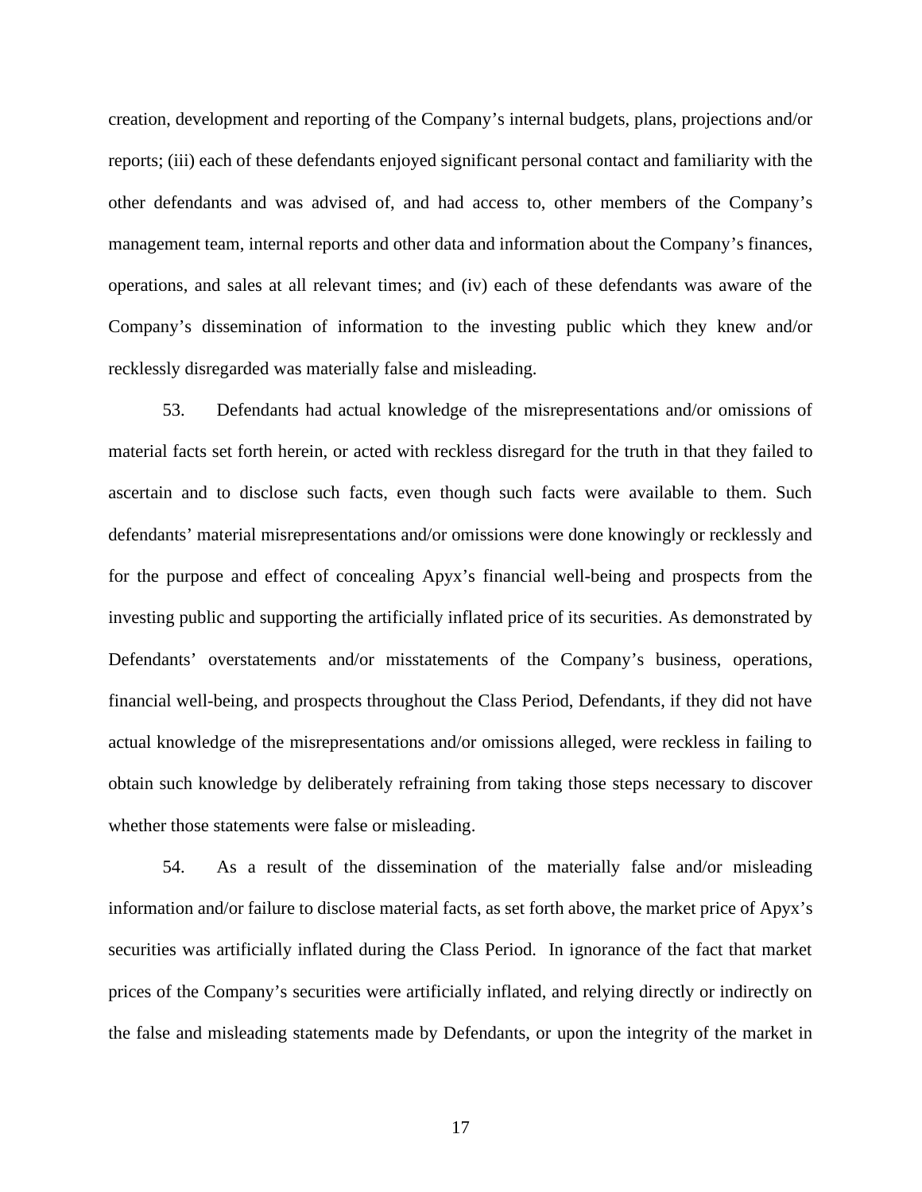creation, development and reporting of the Company's internal budgets, plans, projections and/or reports; (iii) each of these defendants enjoyed significant personal contact and familiarity with the other defendants and was advised of, and had access to, other members of the Company's management team, internal reports and other data and information about the Company's finances, operations, and sales at all relevant times; and (iv) each of these defendants was aware of the Company's dissemination of information to the investing public which they knew and/or recklessly disregarded was materially false and misleading.

53. Defendants had actual knowledge of the misrepresentations and/or omissions of material facts set forth herein, or acted with reckless disregard for the truth in that they failed to ascertain and to disclose such facts, even though such facts were available to them. Such defendants' material misrepresentations and/or omissions were done knowingly or recklessly and for the purpose and effect of concealing Apyx's financial well-being and prospects from the investing public and supporting the artificially inflated price of its securities. As demonstrated by Defendants' overstatements and/or misstatements of the Company's business, operations, financial well-being, and prospects throughout the Class Period, Defendants, if they did not have actual knowledge of the misrepresentations and/or omissions alleged, were reckless in failing to obtain such knowledge by deliberately refraining from taking those steps necessary to discover whether those statements were false or misleading.

54. As a result of the dissemination of the materially false and/or misleading information and/or failure to disclose material facts, as set forth above, the market price of Apyx's securities was artificially inflated during the Class Period. In ignorance of the fact that market prices of the Company's securities were artificially inflated, and relying directly or indirectly on the false and misleading statements made by Defendants, or upon the integrity of the market in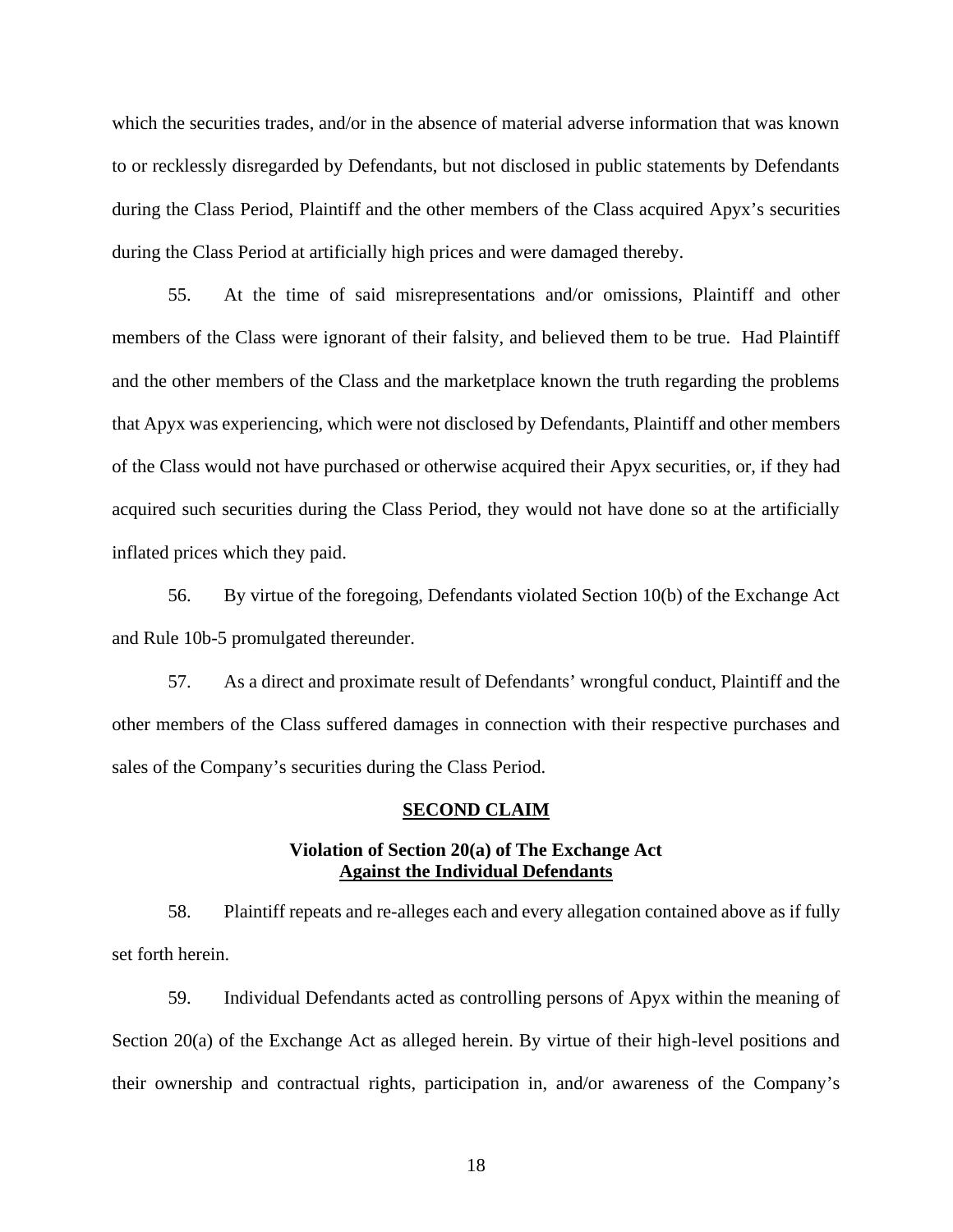which the securities trades, and/or in the absence of material adverse information that was known to or recklessly disregarded by Defendants, but not disclosed in public statements by Defendants during the Class Period, Plaintiff and the other members of the Class acquired Apyx's securities during the Class Period at artificially high prices and were damaged thereby.

55. At the time of said misrepresentations and/or omissions, Plaintiff and other members of the Class were ignorant of their falsity, and believed them to be true. Had Plaintiff and the other members of the Class and the marketplace known the truth regarding the problems that Apyx was experiencing, which were not disclosed by Defendants, Plaintiff and other members of the Class would not have purchased or otherwise acquired their Apyx securities, or, if they had acquired such securities during the Class Period, they would not have done so at the artificially inflated prices which they paid.

56. By virtue of the foregoing, Defendants violated Section 10(b) of the Exchange Act and Rule 10b-5 promulgated thereunder.

57. As a direct and proximate result of Defendants' wrongful conduct, Plaintiff and the other members of the Class suffered damages in connection with their respective purchases and sales of the Company's securities during the Class Period.

## SECOND CLAIM

### Violation of Section 20(a) of The Exchange Act Against the Individual Defendants

58. Plaintiff repeats and re-alleges each and every allegation contained above as if fully set forth herein.

59. Individual Defendants acted as controlling persons of Apyx within the meaning of Section 20(a) of the Exchange Act as alleged herein. By virtue of their high-level positions and their ownership and contractual rights, participation in, and/or awareness of the Company's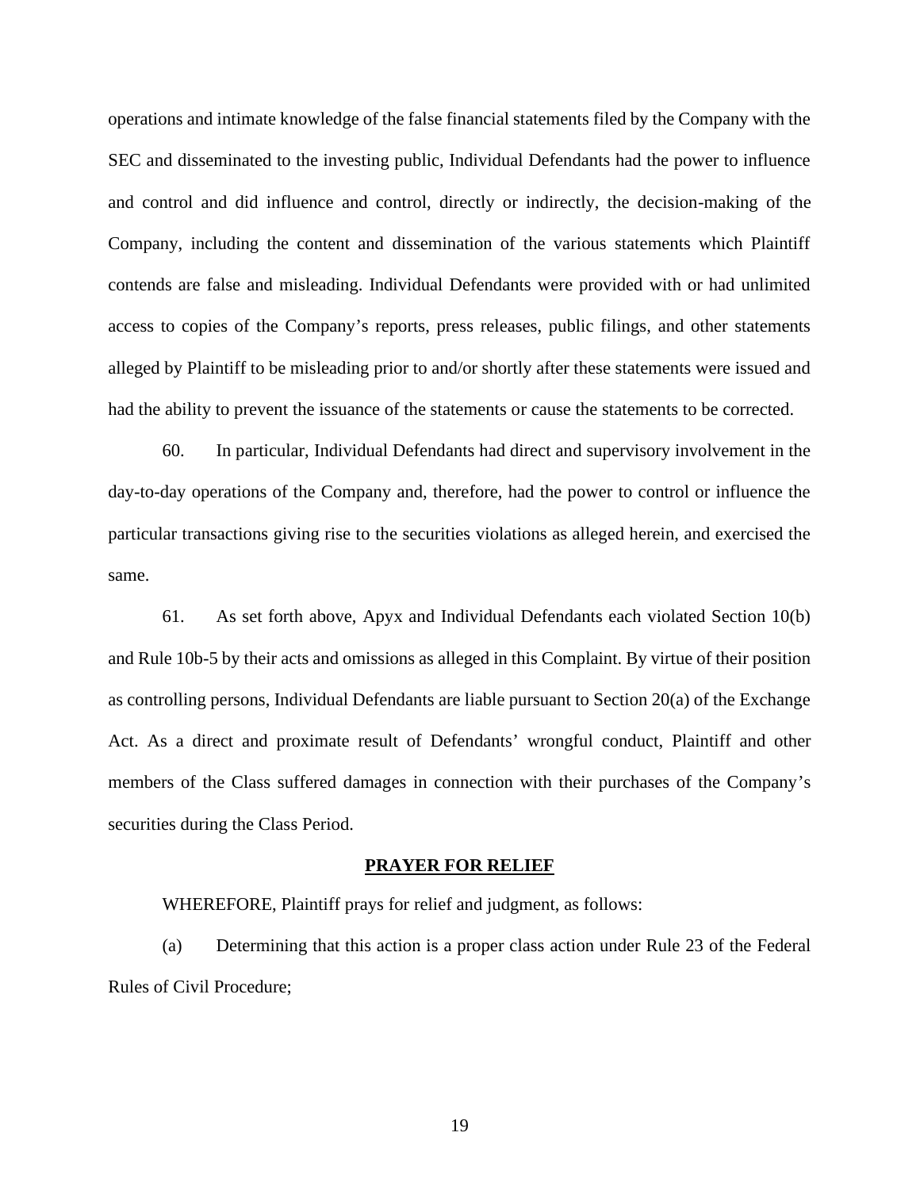operations and intimate knowledge of the false financial statements filed by the Company with the SEC and disseminated to the investing public, Individual Defendants had the power to influence and control and did influence and control, directly or indirectly, the decision-making of the Company, including the content and dissemination of the various statements which Plaintiff contends are false and misleading. Individual Defendants were provided with or had unlimited access to copies of the Company's reports, press releases, public filings, and other statements alleged by Plaintiff to be misleading prior to and/or shortly after these statements were issued and had the ability to prevent the issuance of the statements or cause the statements to be corrected.

60. In particular, Individual Defendants had direct and supervisory involvement in the day-to-day operations of the Company and, therefore, had the power to control or influence the particular transactions giving rise to the securities violations as alleged herein, and exercised the same.

61. As set forth above, Apyx and Individual Defendants each violated Section 10(b) and Rule 10b-5 by their acts and omissions as alleged in this Complaint. By virtue of their position as controlling persons, Individual Defendants are liable pursuant to Section 20(a) of the Exchange Act. As a direct and proximate result of Defendants' wrongful conduct, Plaintiff and other members of the Class suffered damages in connection with their purchases of the Company's securities during the Class Period.

## **PRAYER FOR RELIEF**

WHEREFORE, Plaintiff prays for relief and judgment, as follows:

(a) Determining that this action is a proper class action under Rule 23 of the Federal Rules of Civil Procedure;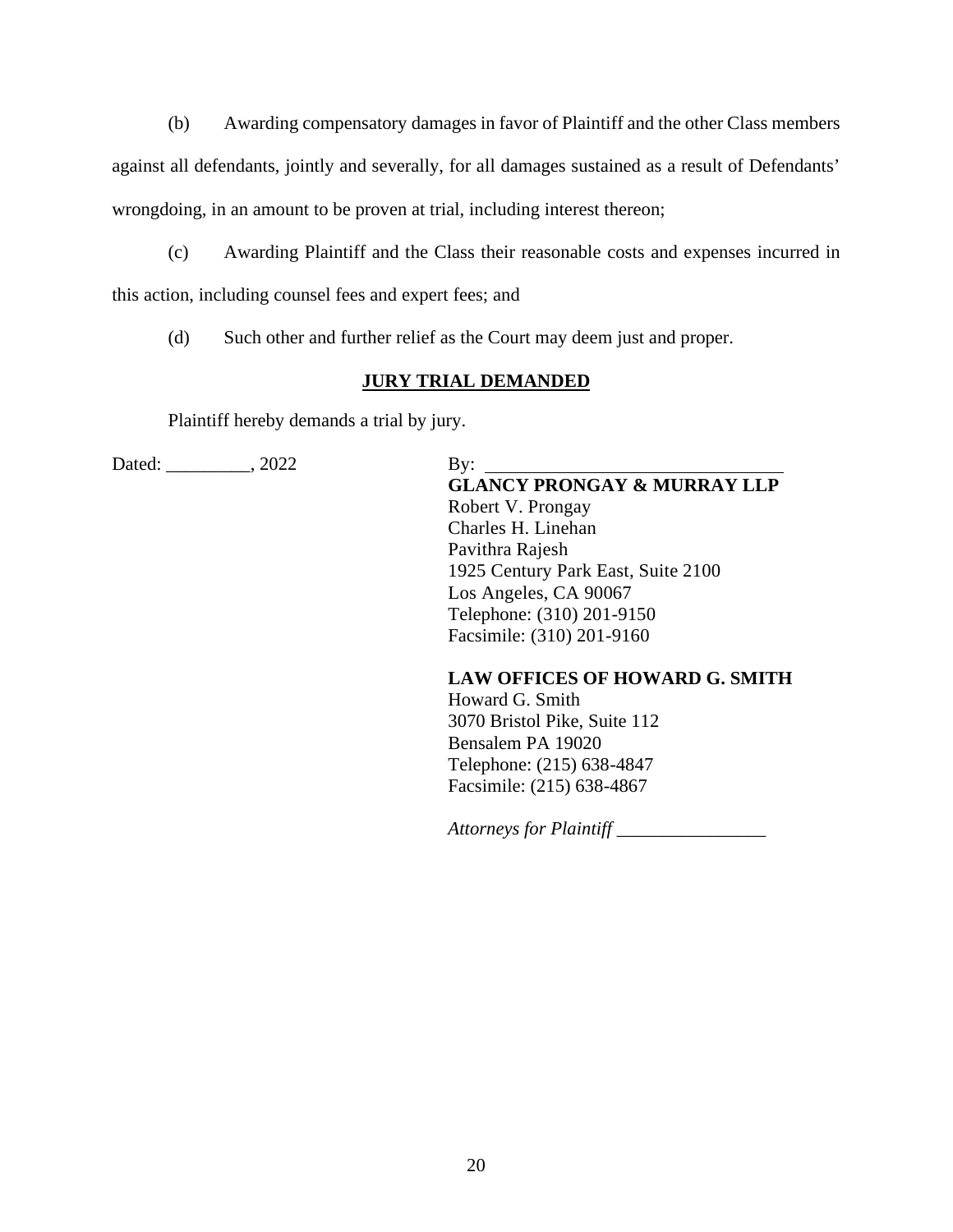(b) Awarding compensatory damages in favor of Plaintiff and the other Class members against all defendants, jointly and severally, for all damages sustained as a result of Defendants' wrongdoing, in an amount to be proven at trial, including interest thereon;

(c) Awarding Plaintiff and the Class their reasonable costs and expenses incurred in this action, including counsel fees and expert fees; and

(d) Such other and further relief as the Court may deem just and proper.

**JURY TRIAL DEMANDED**

Plaintiff hereby demands a trial by jury.

Dated: _________, 2022

By: ________________________________

**GLANCY PRONGAY & MURRAY LLP**
Robert V. Prongay
Charles H. Linehan
Pavithra Rajesh
1925 Century Park East, Suite 2100
Los Angeles, CA 90067
Telephone: (310) 201-9150
Facsimile: (310) 201-9160

**LAW OFFICES OF HOWARD G. SMITH**
Howard G. Smith
3070 Bristol Pike, Suite 112
Bensalem PA 19020
Telephone: (215) 638-4847
Facsimile: (215) 638-4867

*Attorneys for Plaintiff* ________________